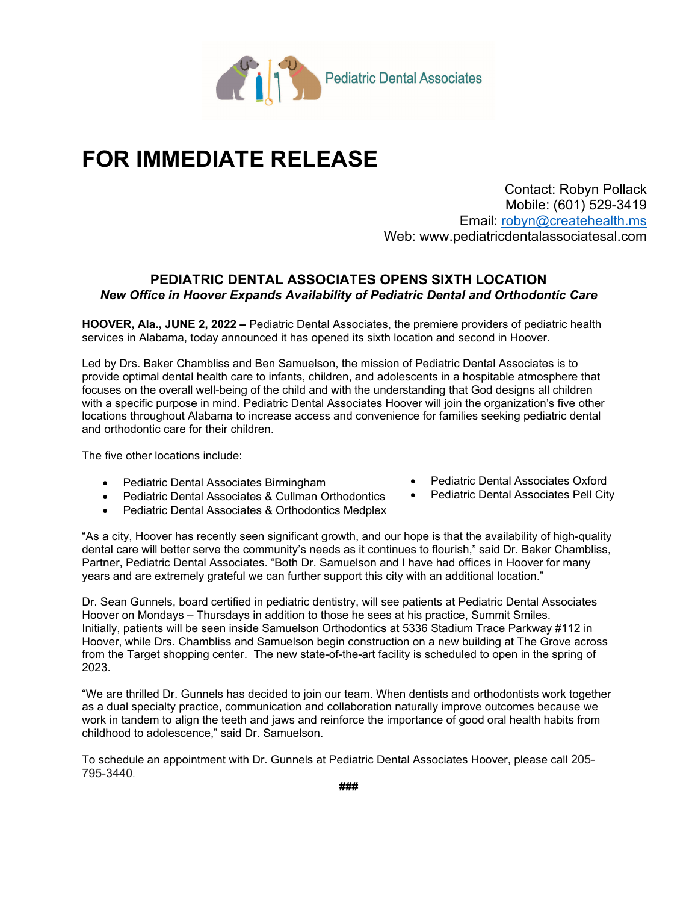Pediatric Dental Associates

# FOR IMMEDIATE RELEASE

Contact: Robyn Pollack
Mobile: (601) 529-3419
Email: robyn@createhealth.ms
Web: www.pediatricdentalassociatesal.com

## PEDIATRIC DENTAL ASSOCIATES OPENS SIXTH LOCATION

***New Office in Hoover Expands Availability of Pediatric Dental and Orthodontic Care***

**HOOVER, Ala., JUNE 2, 2022 –** Pediatric Dental Associates, the premiere providers of pediatric health services in Alabama, today announced it has opened its sixth location and second in Hoover.

Led by Drs. Baker Chambliss and Ben Samuelson, the mission of Pediatric Dental Associates is to provide optimal dental health care to infants, children, and adolescents in a hospitable atmosphere that focuses on the overall well-being of the child and with the understanding that God designs all children with a specific purpose in mind. Pediatric Dental Associates Hoover will join the organization's five other locations throughout Alabama to increase access and convenience for families seeking pediatric dental and orthodontic care for their children.

The five other locations include:

- Pediatric Dental Associates Birmingham
- Pediatric Dental Associates & Cullman Orthodontics
- Pediatric Dental Associates & Orthodontics Medplex
- Pediatric Dental Associates Oxford
- Pediatric Dental Associates Pell City

"As a city, Hoover has recently seen significant growth, and our hope is that the availability of high-quality dental care will better serve the community's needs as it continues to flourish," said Dr. Baker Chambliss, Partner, Pediatric Dental Associates. "Both Dr. Samuelson and I have had offices in Hoover for many years and are extremely grateful we can further support this city with an additional location."

Dr. Sean Gunnels, board certified in pediatric dentistry, will see patients at Pediatric Dental Associates Hoover on Mondays – Thursdays in addition to those he sees at his practice, Summit Smiles. Initially, patients will be seen inside Samuelson Orthodontics at 5336 Stadium Trace Parkway #112 in Hoover, while Drs. Chambliss and Samuelson begin construction on a new building at The Grove across from the Target shopping center. The new state-of-the-art facility is scheduled to open in the spring of 2023.

"We are thrilled Dr. Gunnels has decided to join our team. When dentists and orthodontists work together as a dual specialty practice, communication and collaboration naturally improve outcomes because we work in tandem to align the teeth and jaws and reinforce the importance of good oral health habits from childhood to adolescence," said Dr. Samuelson.

To schedule an appointment with Dr. Gunnels at Pediatric Dental Associates Hoover, please call 205-795-3440.

**###**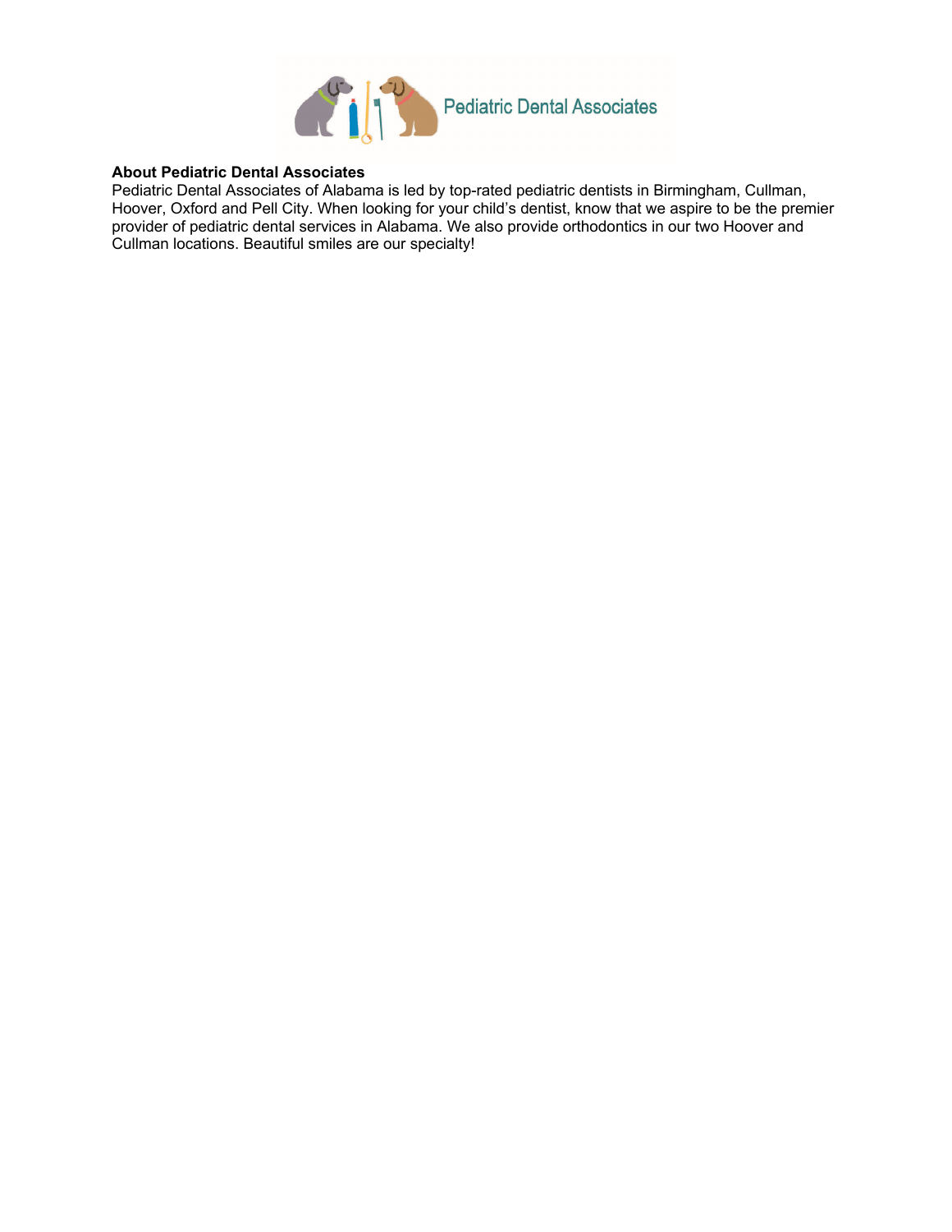Pediatric Dental Associates

**About Pediatric Dental Associates**

Pediatric Dental Associates of Alabama is led by top-rated pediatric dentists in Birmingham, Cullman, Hoover, Oxford and Pell City. When looking for your child's dentist, know that we aspire to be the premier provider of pediatric dental services in Alabama. We also provide orthodontics in our two Hoover and Cullman locations. Beautiful smiles are our specialty!